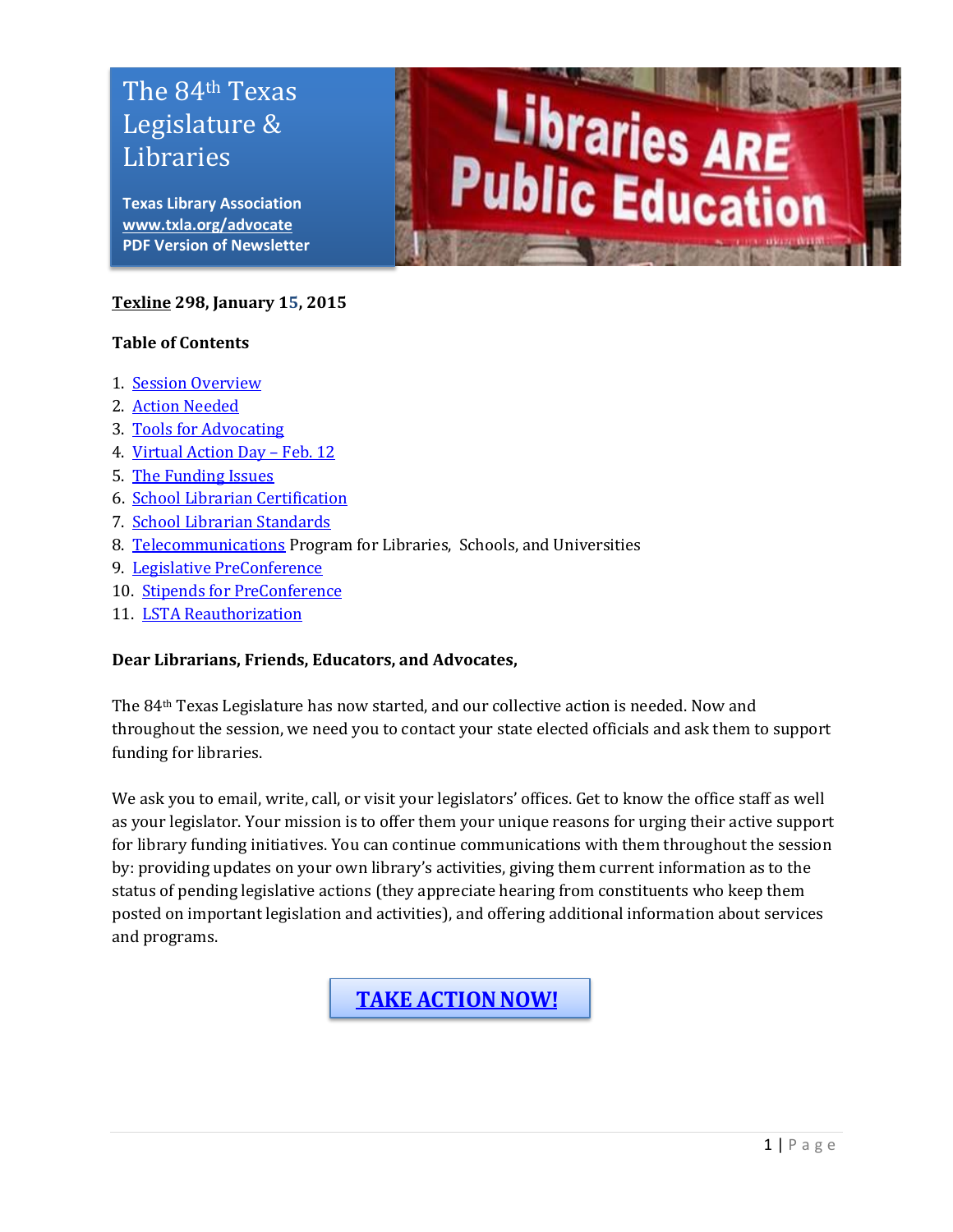# The 84th Texas Legislature & Libraries

**Texas Library Association**
**www.txla.org/advocate**
**PDF Version of Newsletter**

Libraries ARE Public Education

**Texline 298, January 15, 2015**

**Table of Contents**

1. Session Overview
2. Action Needed
3. Tools for Advocating
4. Virtual Action Day – Feb. 12
5. The Funding Issues
6. School Librarian Certification
7. School Librarian Standards
8. Telecommunications Program for Libraries, Schools, and Universities
9. Legislative PreConference
10. Stipends for PreConference
11. LSTA Reauthorization

**Dear Librarians, Friends, Educators, and Advocates,**

The 84th Texas Legislature has now started, and our collective action is needed. Now and throughout the session, we need you to contact your state elected officials and ask them to support funding for libraries.

We ask you to email, write, call, or visit your legislators' offices. Get to know the office staff as well as your legislator. Your mission is to offer them your unique reasons for urging their active support for library funding initiatives. You can continue communications with them throughout the session by: providing updates on your own library's activities, giving them current information as to the status of pending legislative actions (they appreciate hearing from constituents who keep them posted on important legislation and activities), and offering additional information about services and programs.

**TAKE ACTION NOW!**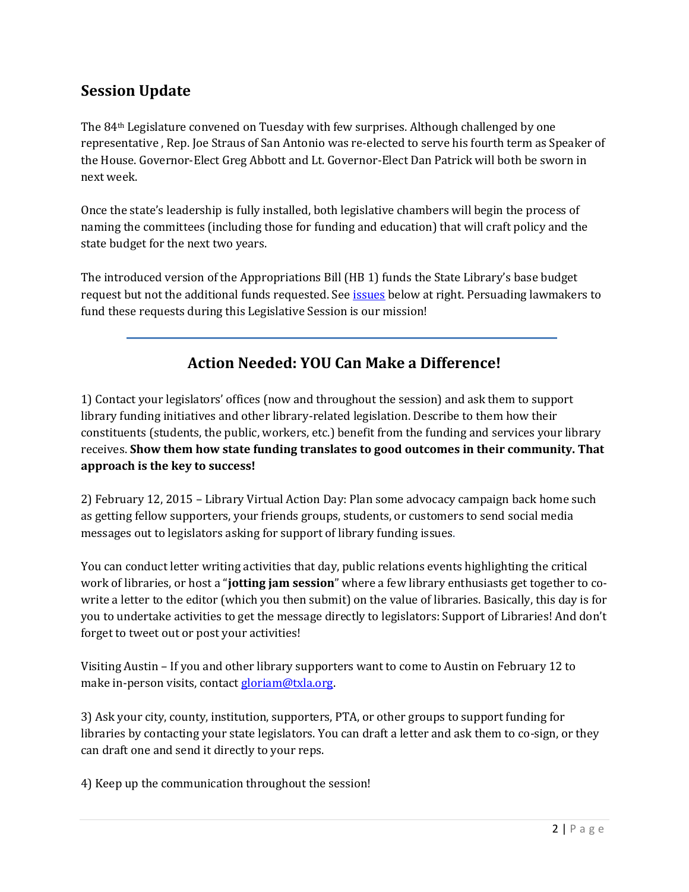## Session Update

The 84th Legislature convened on Tuesday with few surprises. Although challenged by one representative , Rep. Joe Straus of San Antonio was re-elected to serve his fourth term as Speaker of the House. Governor-Elect Greg Abbott and Lt. Governor-Elect Dan Patrick will both be sworn in next week.

Once the state's leadership is fully installed, both legislative chambers will begin the process of naming the committees (including those for funding and education) that will craft policy and the state budget for the next two years.

The introduced version of the Appropriations Bill (HB 1) funds the State Library's base budget request but not the additional funds requested. See [issues](#) below at right. Persuading lawmakers to fund these requests during this Legislative Session is our mission!

---

## Action Needed: YOU Can Make a Difference!

1) Contact your legislators' offices (now and throughout the session) and ask them to support library funding initiatives and other library-related legislation. Describe to them how their constituents (students, the public, workers, etc.) benefit from the funding and services your library receives. **Show them how state funding translates to good outcomes in their community. That approach is the key to success!**

2) February 12, 2015 – Library Virtual Action Day: Plan some advocacy campaign back home such as getting fellow supporters, your friends groups, students, or customers to send social media messages out to legislators asking for support of library funding issues.

You can conduct letter writing activities that day, public relations events highlighting the critical work of libraries, or host a "**jotting jam session**" where a few library enthusiasts get together to co-write a letter to the editor (which you then submit) on the value of libraries. Basically, this day is for you to undertake activities to get the message directly to legislators: Support of Libraries! And don't forget to tweet out or post your activities!

Visiting Austin – If you and other library supporters want to come to Austin on February 12 to make in-person visits, contact [gloriam@txla.org](mailto:gloriam@txla.org).

3) Ask your city, county, institution, supporters, PTA, or other groups to support funding for libraries by contacting your state legislators. You can draft a letter and ask them to co-sign, or they can draft one and send it directly to your reps.

4) Keep up the communication throughout the session!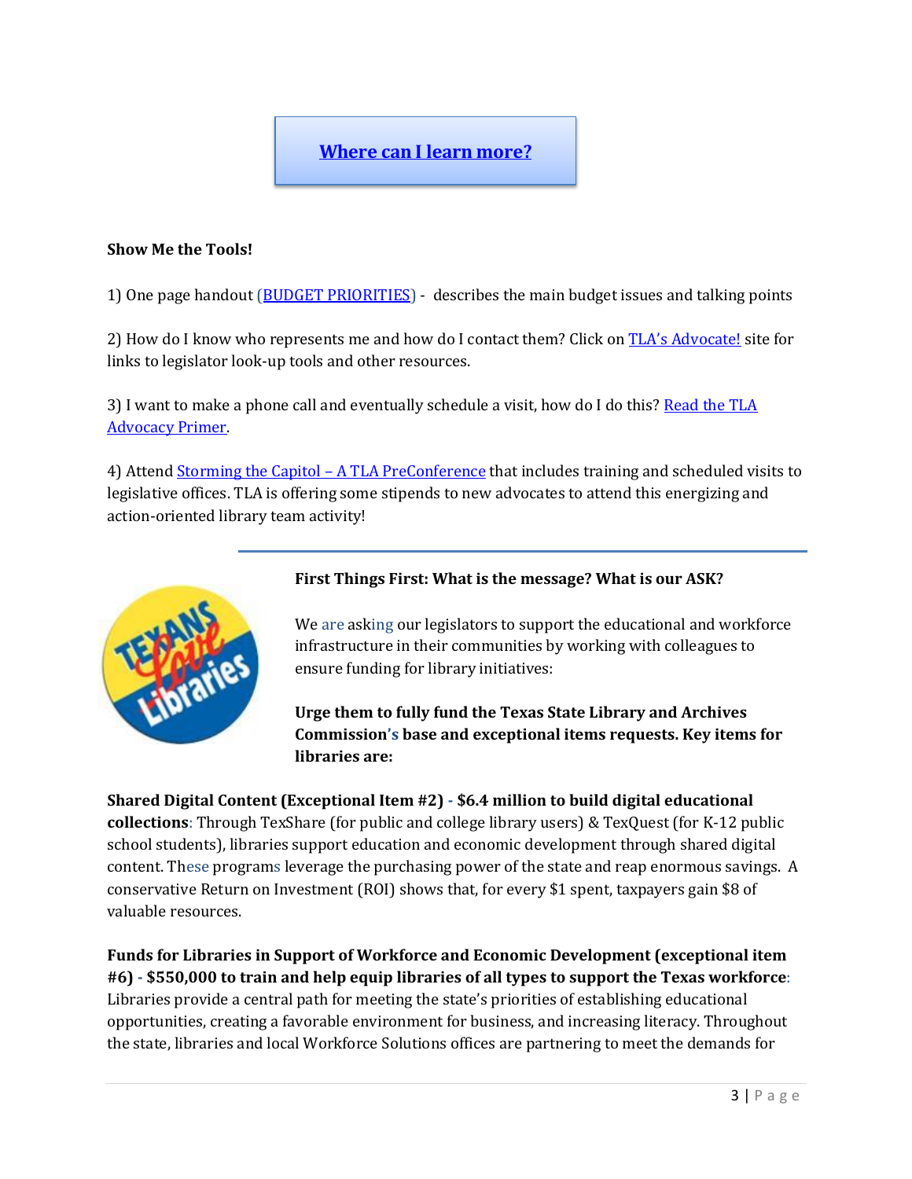**Where can I learn more?**

**Show Me the Tools!**

1) One page handout (BUDGET PRIORITIES) - describes the main budget issues and talking points

2) How do I know who represents me and how do I contact them? Click on TLA's Advocate! site for links to legislator look-up tools and other resources.

3) I want to make a phone call and eventually schedule a visit, how do I do this? Read the TLA Advocacy Primer.

4) Attend Storming the Capitol – A TLA PreConference that includes training and scheduled visits to legislative offices. TLA is offering some stipends to new advocates to attend this energizing and action-oriented library team activity!

---

**First Things First: What is the message? What is our ASK?**

We are asking our legislators to support the educational and workforce infrastructure in their communities by working with colleagues to ensure funding for library initiatives:

**Urge them to fully fund the Texas State Library and Archives Commission's base and exceptional items requests. Key items for libraries are:**

**Shared Digital Content (Exceptional Item #2) - $6.4 million to build digital educational collections**: Through TexShare (for public and college library users) & TexQuest (for K-12 public school students), libraries support education and economic development through shared digital content. These programs leverage the purchasing power of the state and reap enormous savings. A conservative Return on Investment (ROI) shows that, for every $1 spent, taxpayers gain $8 of valuable resources.

**Funds for Libraries in Support of Workforce and Economic Development (exceptional item #6) - $550,000 to train and help equip libraries of all types to support the Texas workforce**: Libraries provide a central path for meeting the state's priorities of establishing educational opportunities, creating a favorable environment for business, and increasing literacy. Throughout the state, libraries and local Workforce Solutions offices are partnering to meet the demands for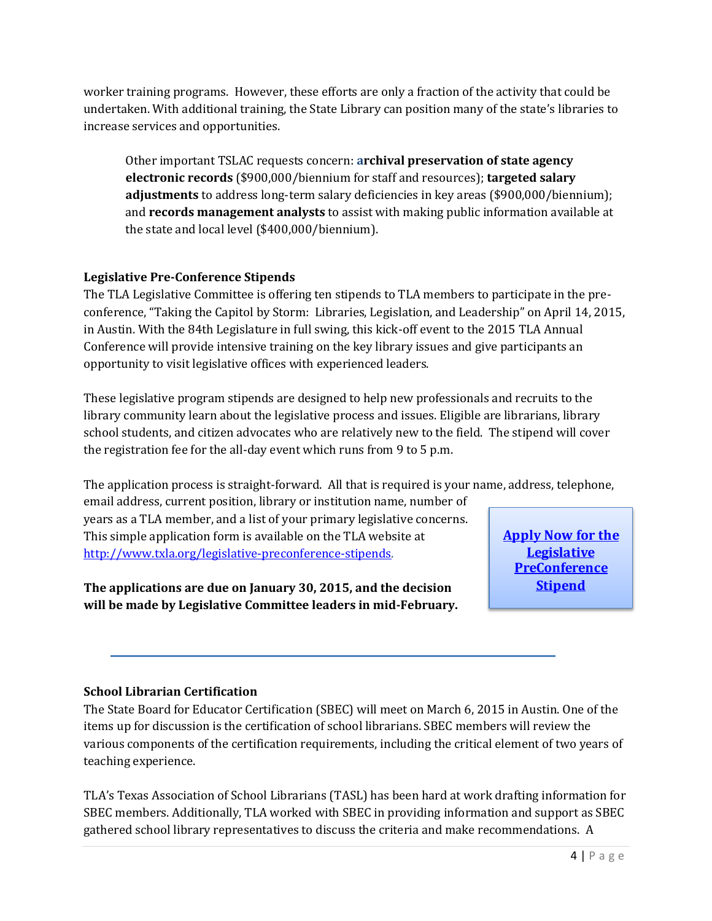worker training programs. However, these efforts are only a fraction of the activity that could be undertaken. With additional training, the State Library can position many of the state's libraries to increase services and opportunities.

> Other important TSLAC requests concern: **archival preservation of state agency electronic records** ($900,000/biennium for staff and resources); **targeted salary adjustments** to address long-term salary deficiencies in key areas ($900,000/biennium); and **records management analysts** to assist with making public information available at the state and local level ($400,000/biennium).

**Legislative Pre-Conference Stipends**

The TLA Legislative Committee is offering ten stipends to TLA members to participate in the pre-conference, "Taking the Capitol by Storm: Libraries, Legislation, and Leadership" on April 14, 2015, in Austin. With the 84th Legislature in full swing, this kick-off event to the 2015 TLA Annual Conference will provide intensive training on the key library issues and give participants an opportunity to visit legislative offices with experienced leaders.

These legislative program stipends are designed to help new professionals and recruits to the library community learn about the legislative process and issues. Eligible are librarians, library school students, and citizen advocates who are relatively new to the field. The stipend will cover the registration fee for the all-day event which runs from 9 to 5 p.m.

The application process is straight-forward. All that is required is your name, address, telephone, email address, current position, library or institution name, number of years as a TLA member, and a list of your primary legislative concerns. This simple application form is available on the TLA website at http://www.txla.org/legislative-preconference-stipends.

**Apply Now for the Legislative PreConference Stipend**

**The applications are due on January 30, 2015, and the decision will be made by Legislative Committee leaders in mid-February.**

---

**School Librarian Certification**

The State Board for Educator Certification (SBEC) will meet on March 6, 2015 in Austin. One of the items up for discussion is the certification of school librarians. SBEC members will review the various components of the certification requirements, including the critical element of two years of teaching experience.

TLA's Texas Association of School Librarians (TASL) has been hard at work drafting information for SBEC members. Additionally, TLA worked with SBEC in providing information and support as SBEC gathered school library representatives to discuss the criteria and make recommendations. A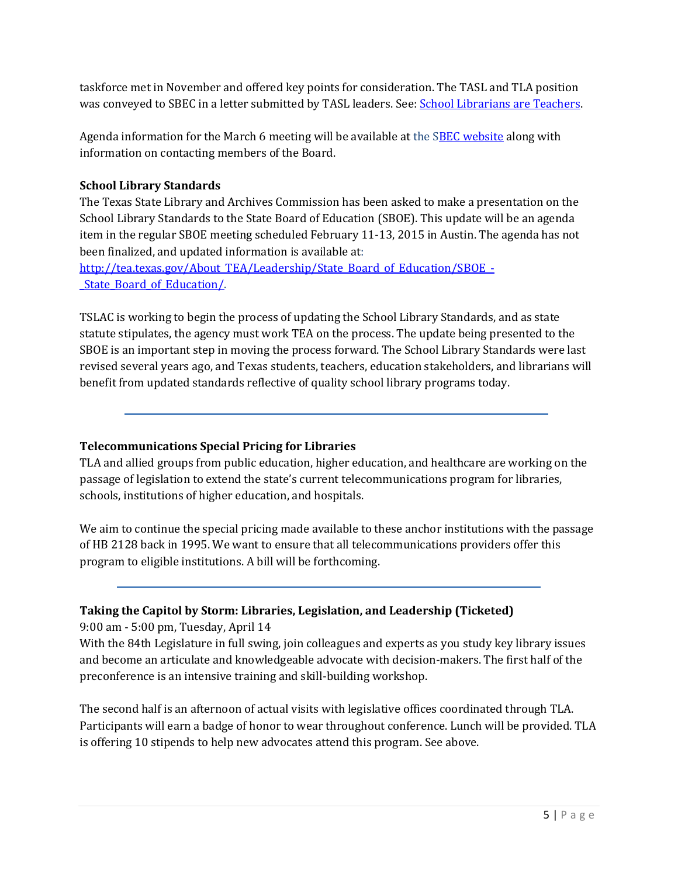taskforce met in November and offered key points for consideration. The TASL and TLA position was conveyed to SBEC in a letter submitted by TASL leaders. See: [School Librarians are Teachers](School Librarians are Teachers).

Agenda information for the March 6 meeting will be available at the SBEC website along with information on contacting members of the Board.

**School Library Standards**

The Texas State Library and Archives Commission has been asked to make a presentation on the School Library Standards to the State Board of Education (SBOE). This update will be an agenda item in the regular SBOE meeting scheduled February 11-13, 2015 in Austin. The agenda has not been finalized, and updated information is available at: http://tea.texas.gov/About_TEA/Leadership/State_Board_of_Education/SBOE_-_State_Board_of_Education/.

TSLAC is working to begin the process of updating the School Library Standards, and as state statute stipulates, the agency must work TEA on the process. The update being presented to the SBOE is an important step in moving the process forward. The School Library Standards were last revised several years ago, and Texas students, teachers, education stakeholders, and librarians will benefit from updated standards reflective of quality school library programs today.

---

**Telecommunications Special Pricing for Libraries**

TLA and allied groups from public education, higher education, and healthcare are working on the passage of legislation to extend the state's current telecommunications program for libraries, schools, institutions of higher education, and hospitals.

We aim to continue the special pricing made available to these anchor institutions with the passage of HB 2128 back in 1995. We want to ensure that all telecommunications providers offer this program to eligible institutions. A bill will be forthcoming.

---

**Taking the Capitol by Storm: Libraries, Legislation, and Leadership (Ticketed)**

9:00 am - 5:00 pm, Tuesday, April 14

With the 84th Legislature in full swing, join colleagues and experts as you study key library issues and become an articulate and knowledgeable advocate with decision-makers. The first half of the preconference is an intensive training and skill-building workshop.

The second half is an afternoon of actual visits with legislative offices coordinated through TLA. Participants will earn a badge of honor to wear throughout conference. Lunch will be provided. TLA is offering 10 stipends to help new advocates attend this program. See above.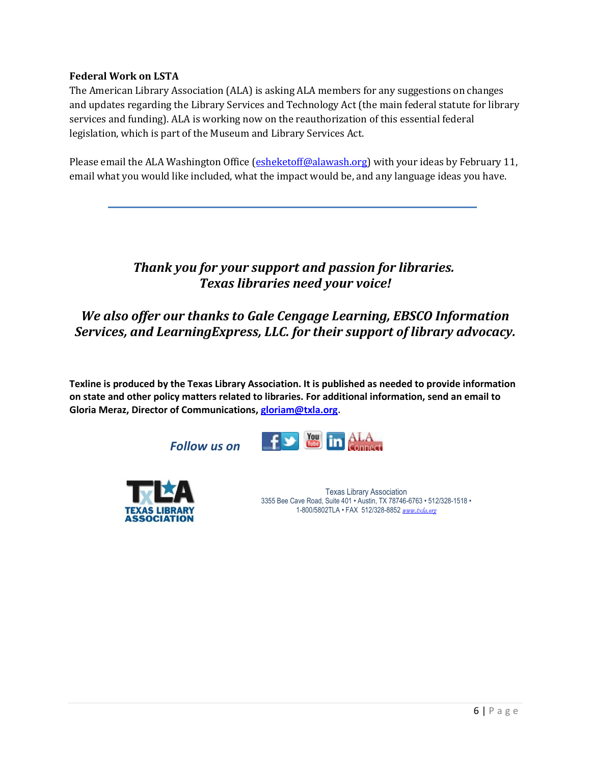**Federal Work on LSTA**

The American Library Association (ALA) is asking ALA members for any suggestions on changes and updates regarding the Library Services and Technology Act (the main federal statute for library services and funding). ALA is working now on the reauthorization of this essential federal legislation, which is part of the Museum and Library Services Act.

Please email the ALA Washington Office (esheketoff@alawash.org) with your ideas by February 11, email what you would like included, what the impact would be, and any language ideas you have.

---

***Thank you for your support and passion for libraries.***
***Texas libraries need your voice!***

***We also offer our thanks to Gale Cengage Learning, EBSCO Information Services, and LearningExpress, LLC. for their support of library advocacy.***

**Texline is produced by the Texas Library Association. It is published as needed to provide information on state and other policy matters related to libraries. For additional information, send an email to Gloria Meraz, Director of Communications, gloriam@txla.org.**

*Follow us on*

Texas Library Association
3355 Bee Cave Road, Suite 401 • Austin, TX 78746-6763 • 512/328-1518 •
1-800/5802TLA • FAX 512/328-8852 www.txla.org